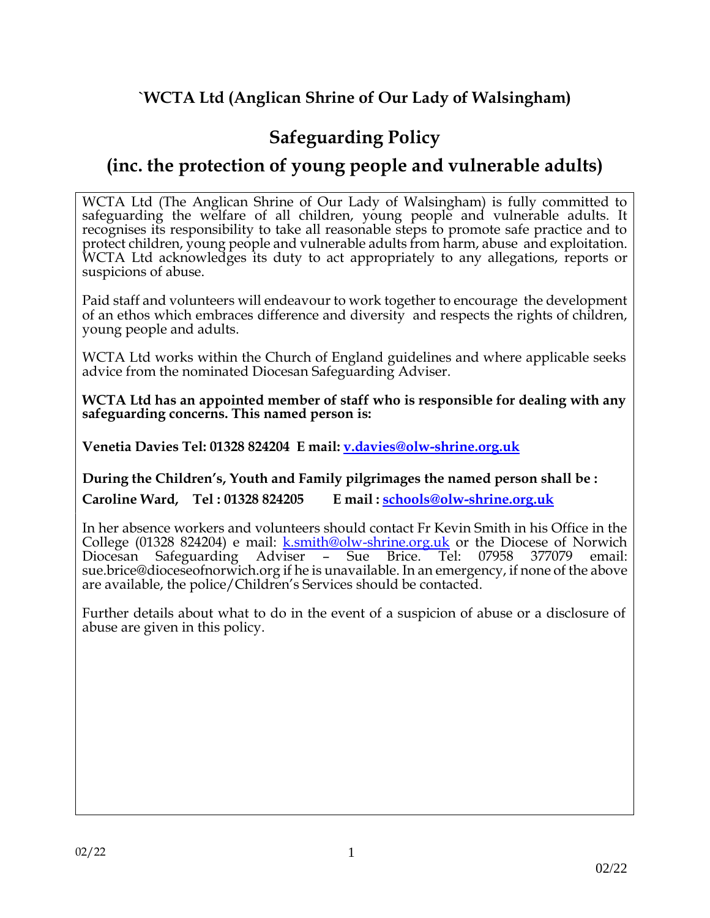## `WCTA Ltd (Anglican Shrine of Our Lady of Walsingham)

# Safeguarding Policy

# (inc. the protection of young people and vulnerable adults)

WCTA Ltd (The Anglican Shrine of Our Lady of Walsingham) is fully committed to safeguarding the welfare of all children, young people and vulnerable adults. It recognises its responsibility to take all reasonable steps to promote safe practice and to protect children, young people and vulnerable adults from harm, abuse and exploitation. WCTA Ltd acknowledges its duty to act appropriately to any allegations, reports or suspicions of abuse.

Paid staff and volunteers will endeavour to work together to encourage the development of an ethos which embraces difference and diversity and respects the rights of children, young people and adults.

WCTA Ltd works within the Church of England guidelines and where applicable seeks advice from the nominated Diocesan Safeguarding Adviser.

**WCTA Ltd has an appointed member of staff who is responsible for dealing with any safeguarding concerns. This named person is:**

**Venetia Davies Tel: 01328 824204 E mail: v.davies@olw-shrine.org.uk**

**During the Children's, Youth and Family pilgrimages the named person shall be :**

**Caroline Ward, Tel : 01328 824205 E mail : schools@olw-shrine.org.uk**

In her absence workers and volunteers should contact Fr Kevin Smith in his Office in the College (01328 824204) e mail: k.smith@olw-shrine.org.uk or the Diocese of Norwich Diocesan Safeguarding Adviser – Sue Brice. Tel: 07958 377079 email: sue.brice@dioceseofnorwich.org if he is unavailable. In an emergency, if none of the above are available, the police/Children's Services should be contacted.

Further details about what to do in the event of a suspicion of abuse or a disclosure of abuse are given in this policy.

02/22

02/22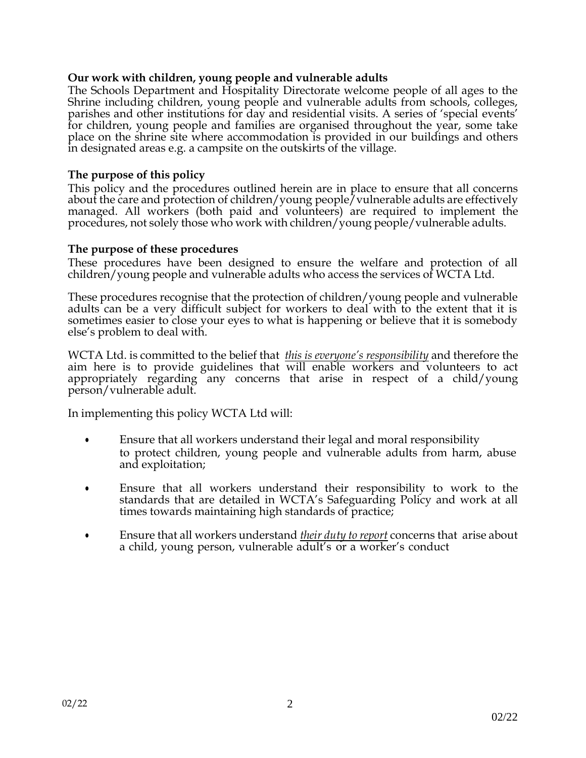**Our work with children, young people and vulnerable adults**

The Schools Department and Hospitality Directorate welcome people of all ages to the Shrine including children, young people and vulnerable adults from schools, colleges, parishes and other institutions for day and residential visits. A series of 'special events' for children, young people and families are organised throughout the year, some take place on the shrine site where accommodation is provided in our buildings and others in designated areas e.g. a campsite on the outskirts of the village.

**The purpose of this policy**

This policy and the procedures outlined herein are in place to ensure that all concerns about the care and protection of children/young people/vulnerable adults are effectively managed. All workers (both paid and volunteers) are required to implement the procedures, not solely those who work with children/young people/vulnerable adults.

**The purpose of these procedures**

These procedures have been designed to ensure the welfare and protection of all children/young people and vulnerable adults who access the services of WCTA Ltd.

These procedures recognise that the protection of children/young people and vulnerable adults can be a very difficult subject for workers to deal with to the extent that it is sometimes easier to close your eyes to what is happening or believe that it is somebody else's problem to deal with.

WCTA Ltd. is committed to the belief that *this is everyone's responsibility* and therefore the aim here is to provide guidelines that will enable workers and volunteers to act appropriately regarding any concerns that arise in respect of a child/young person/vulnerable adult.

In implementing this policy WCTA Ltd will:

- Ensure that all workers understand their legal and moral responsibility to protect children, young people and vulnerable adults from harm, abuse and exploitation;
- Ensure that all workers understand their responsibility to work to the standards that are detailed in WCTA's Safeguarding Policy and work at all times towards maintaining high standards of practice;
- Ensure that all workers understand *their duty to report* concerns that arise about a child, young person, vulnerable adult's or a worker's conduct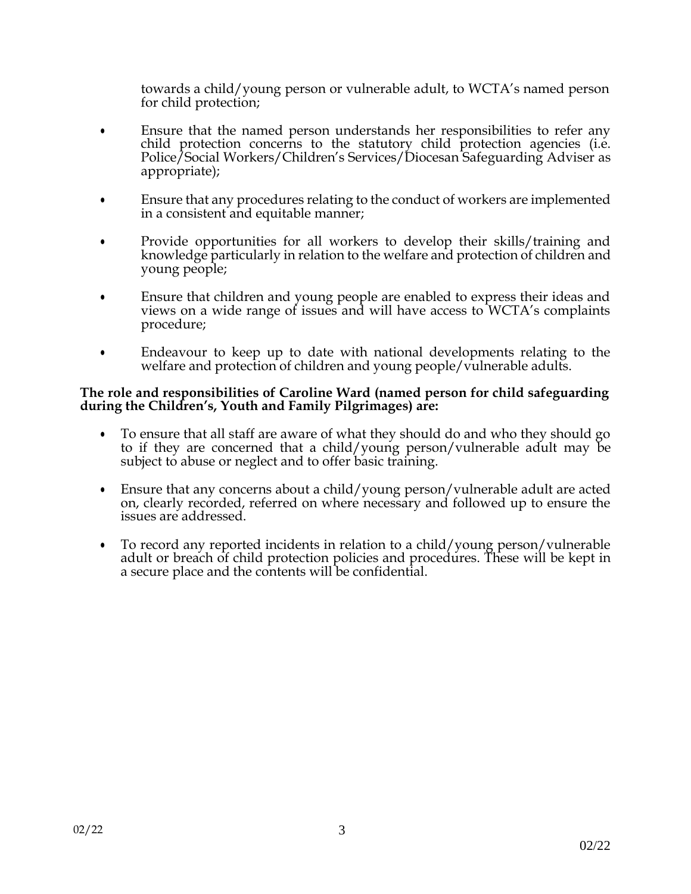towards a child/young person or vulnerable adult, to WCTA's named person for child protection;

- Ensure that the named person understands her responsibilities to refer any child protection concerns to the statutory child protection agencies (i.e. Police/Social Workers/Children's Services/Diocesan Safeguarding Adviser as appropriate);

- Ensure that any procedures relating to the conduct of workers are implemented in a consistent and equitable manner;

- Provide opportunities for all workers to develop their skills/training and knowledge particularly in relation to the welfare and protection of children and young people;

- Ensure that children and young people are enabled to express their ideas and views on a wide range of issues and will have access to WCTA's complaints procedure;

- Endeavour to keep up to date with national developments relating to the welfare and protection of children and young people/vulnerable adults.

**The role and responsibilities of Caroline Ward (named person for child safeguarding during the Children's, Youth and Family Pilgrimages) are:**

- To ensure that all staff are aware of what they should do and who they should go to if they are concerned that a child/young person/vulnerable adult may be subject to abuse or neglect and to offer basic training.

- Ensure that any concerns about a child/young person/vulnerable adult are acted on, clearly recorded, referred on where necessary and followed up to ensure the issues are addressed.

- To record any reported incidents in relation to a child/young person/vulnerable adult or breach of child protection policies and procedures. These will be kept in a secure place and the contents will be confidential.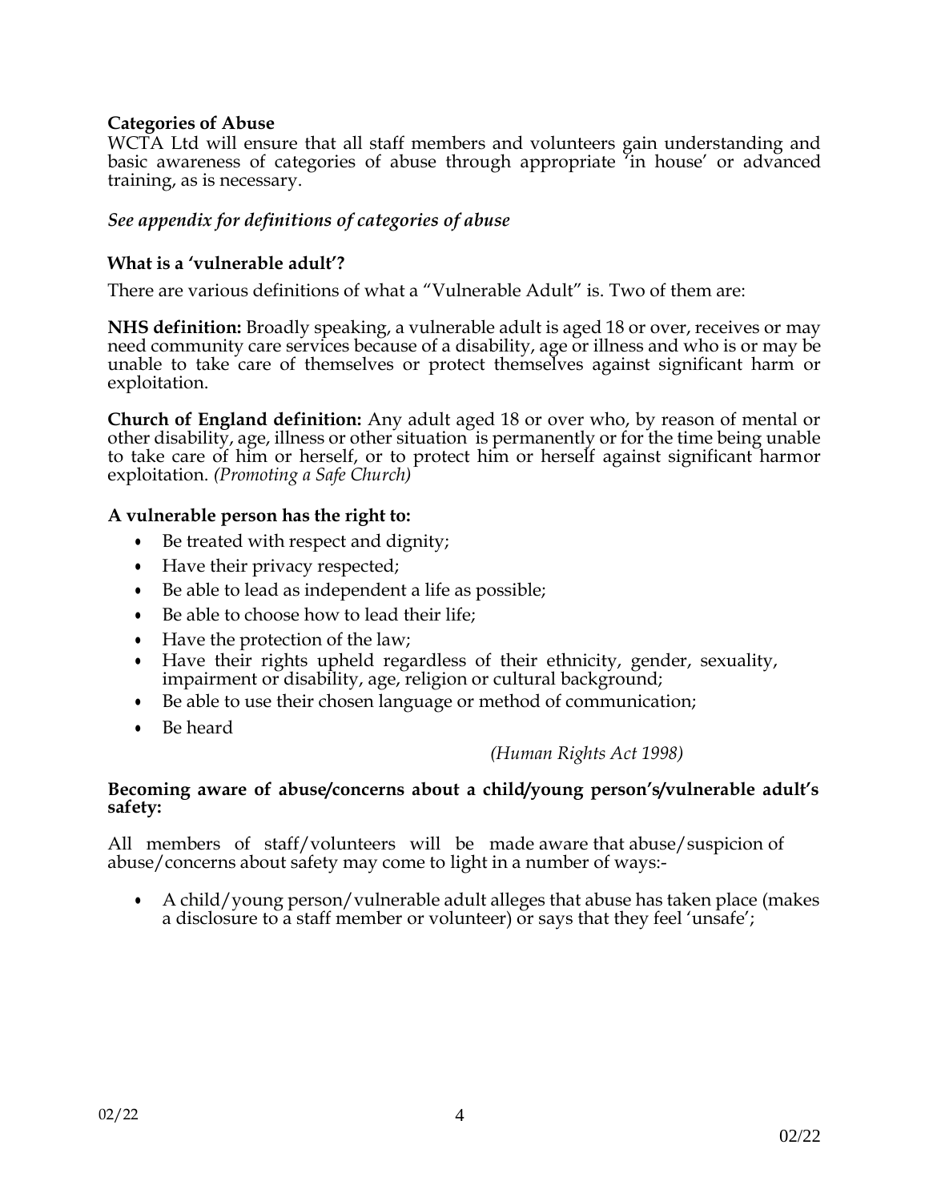**Categories of Abuse**

WCTA Ltd will ensure that all staff members and volunteers gain understanding and basic awareness of categories of abuse through appropriate 'in house' or advanced training, as is necessary.

***See appendix for definitions of categories of abuse***

**What is a 'vulnerable adult'?**

There are various definitions of what a "Vulnerable Adult" is. Two of them are:

**NHS definition:** Broadly speaking, a vulnerable adult is aged 18 or over, receives or may need community care services because of a disability, age or illness and who is or may be unable to take care of themselves or protect themselves against significant harm or exploitation.

**Church of England definition:** Any adult aged 18 or over who, by reason of mental or other disability, age, illness or other situation is permanently or for the time being unable to take care of him or herself, or to protect him or herself against significant harmor exploitation. *(Promoting a Safe Church)*

**A vulnerable person has the right to:**

- Be treated with respect and dignity;
- Have their privacy respected;
- Be able to lead as independent a life as possible;
- Be able to choose how to lead their life;
- Have the protection of the law;
- Have their rights upheld regardless of their ethnicity, gender, sexuality, impairment or disability, age, religion or cultural background;
- Be able to use their chosen language or method of communication;
- Be heard

*(Human Rights Act 1998)*

**Becoming aware of abuse/concerns about a child/young person's/vulnerable adult's safety:**

All members of staff/volunteers will be made aware that abuse/suspicion of abuse/concerns about safety may come to light in a number of ways:-

- A child/young person/vulnerable adult alleges that abuse has taken place (makes a disclosure to a staff member or volunteer) or says that they feel 'unsafe';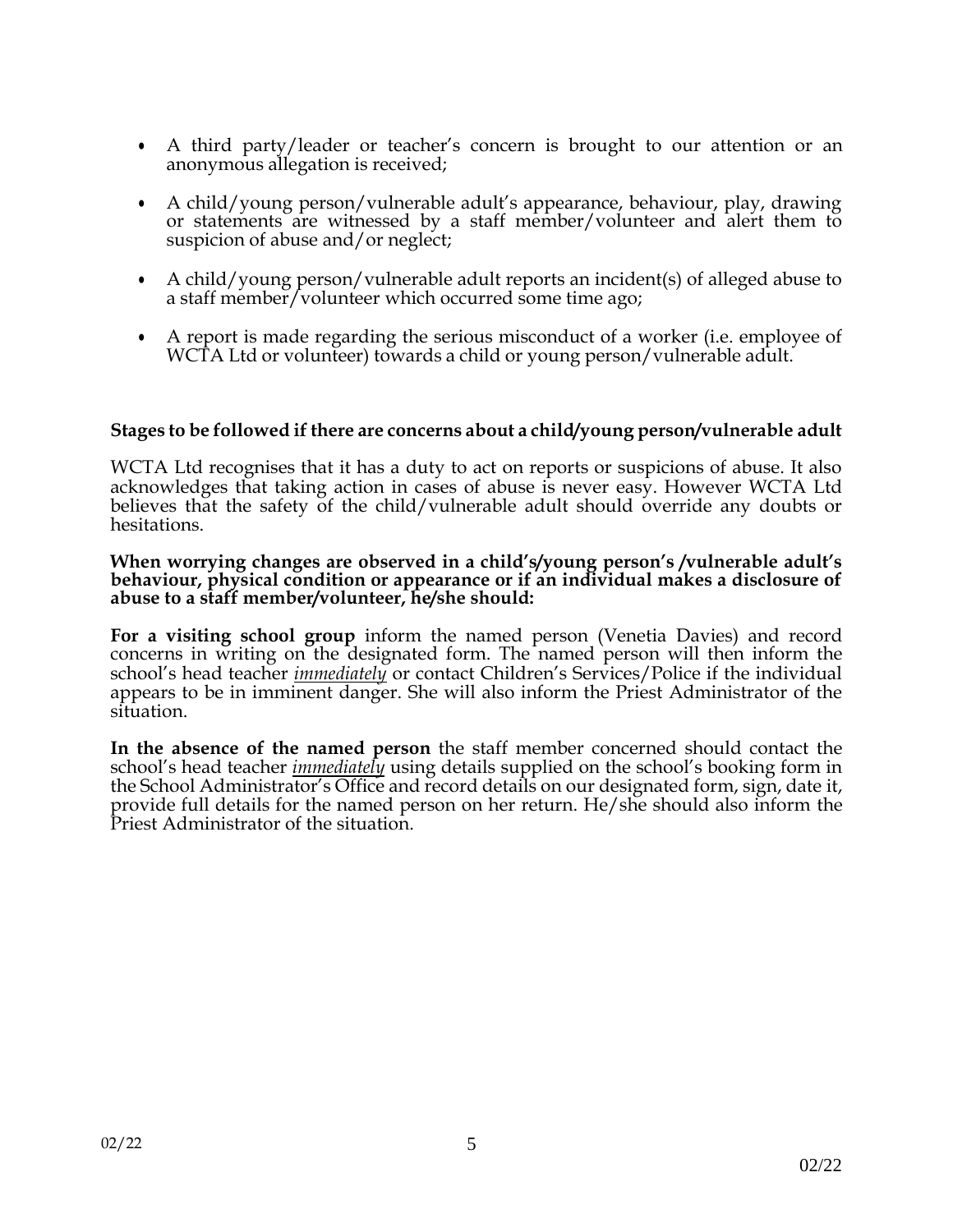- A third party/leader or teacher's concern is brought to our attention or an anonymous allegation is received;
- A child/young person/vulnerable adult's appearance, behaviour, play, drawing or statements are witnessed by a staff member/volunteer and alert them to suspicion of abuse and/or neglect;
- A child/young person/vulnerable adult reports an incident(s) of alleged abuse to a staff member/volunteer which occurred some time ago;
- A report is made regarding the serious misconduct of a worker (i.e. employee of WCTA Ltd or volunteer) towards a child or young person/vulnerable adult.

**Stages to be followed if there are concerns about a child/young person/vulnerable adult**

WCTA Ltd recognises that it has a duty to act on reports or suspicions of abuse. It also acknowledges that taking action in cases of abuse is never easy. However WCTA Ltd believes that the safety of the child/vulnerable adult should override any doubts or hesitations.

**When worrying changes are observed in a child's/young person's /vulnerable adult's behaviour, physical condition or appearance or if an individual makes a disclosure of abuse to a staff member/volunteer, he/she should:**

**For a visiting school group** inform the named person (Venetia Davies) and record concerns in writing on the designated form. The named person will then inform the school's head teacher ***immediately*** or contact Children's Services/Police if the individual appears to be in imminent danger. She will also inform the Priest Administrator of the situation.

**In the absence of the named person** the staff member concerned should contact the school's head teacher ***immediately*** using details supplied on the school's booking form in the School Administrator's Office and record details on our designated form, sign, date it, provide full details for the named person on her return. He/she should also inform the Priest Administrator of the situation.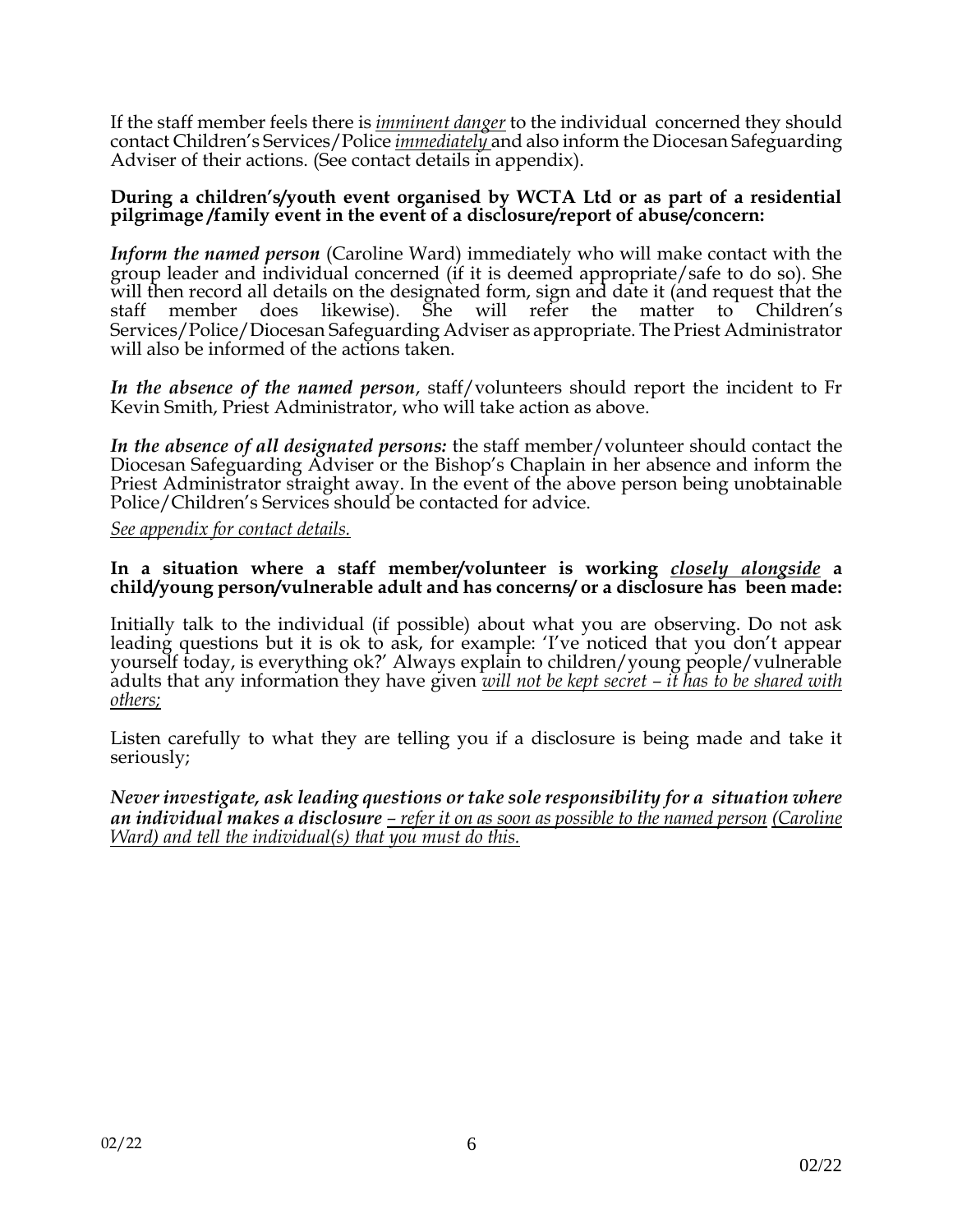If the staff member feels there is <u>*imminent danger*</u> to the individual concerned they should contact Children's Services/Police <u>*immediately*</u> and also inform the Diocesan Safeguarding Adviser of their actions. (See contact details in appendix).

**During a children's/youth event organised by WCTA Ltd or as part of a residential pilgrimage /family event in the event of a disclosure/report of abuse/concern:**

***Inform the named person*** (Caroline Ward) immediately who will make contact with the group leader and individual concerned (if it is deemed appropriate/safe to do so). She will then record all details on the designated form, sign and date it (and request that the staff member does likewise). She will refer the matter to Children's Services/Police/Diocesan Safeguarding Adviser as appropriate. The Priest Administrator will also be informed of the actions taken.

***In the absence of the named person***, staff/volunteers should report the incident to Fr Kevin Smith, Priest Administrator, who will take action as above.

***In the absence of all designated persons:*** the staff member/volunteer should contact the Diocesan Safeguarding Adviser or the Bishop's Chaplain in her absence and inform the Priest Administrator straight away. In the event of the above person being unobtainable Police/Children's Services should be contacted for advice.

<u>*See appendix for contact details.*</u>

**In a situation where a staff member/volunteer is working <u>*closely alongside*</u> a child/young person/vulnerable adult and has concerns/ or a disclosure has been made:**

Initially talk to the individual (if possible) about what you are observing. Do not ask leading questions but it is ok to ask, for example: 'I've noticed that you don't appear yourself today, is everything ok?' Always explain to children/young people/vulnerable adults that any information they have given <u>*will not be kept secret – it has to be shared with others;*</u>

Listen carefully to what they are telling you if a disclosure is being made and take it seriously;

***Never investigate, ask leading questions or take sole responsibility for a situation where an individual makes a disclosure*** <u>*– refer it on as soon as possible to the named person (Caroline Ward) and tell the individual(s) that you must do this.*</u>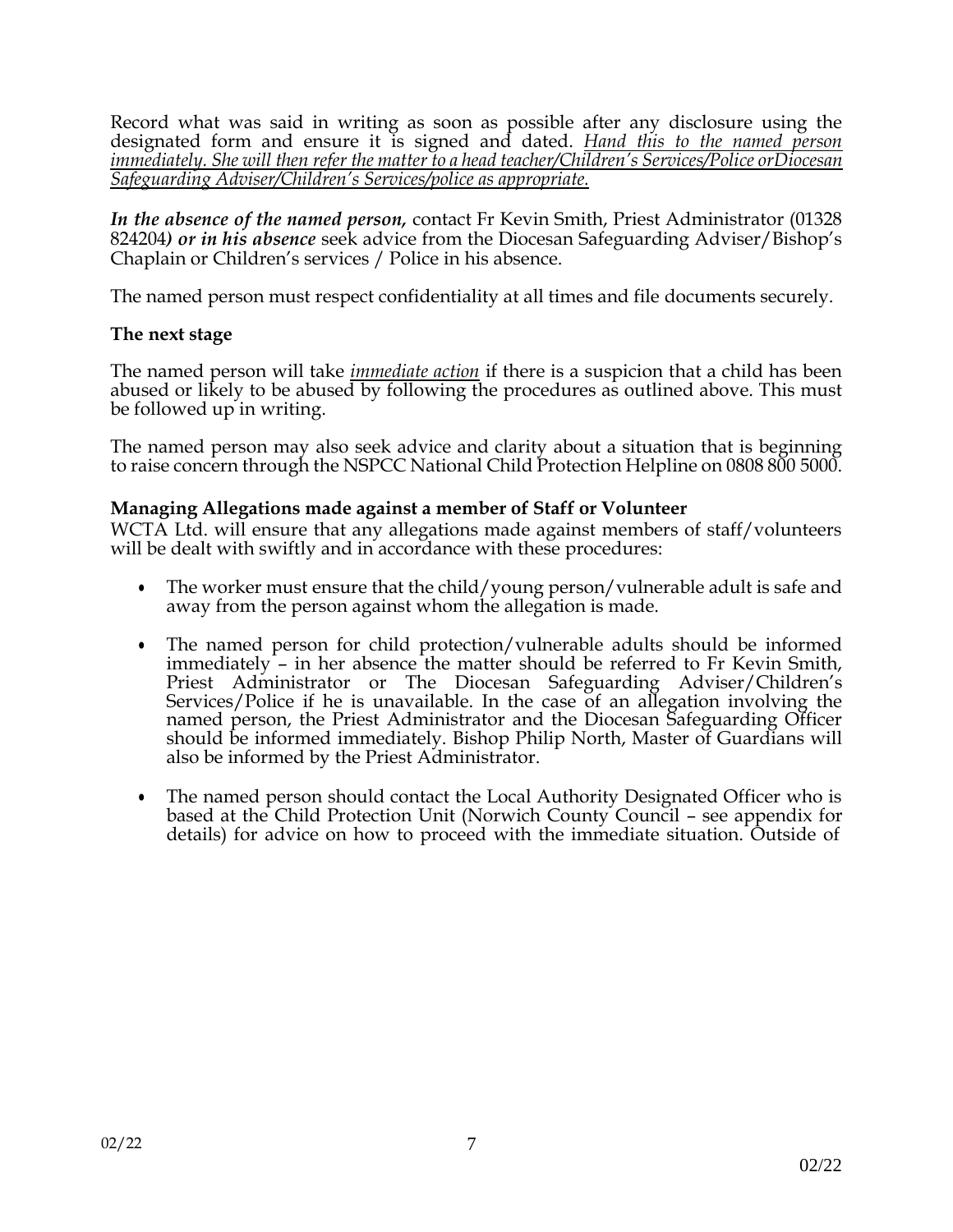Record what was said in writing as soon as possible after any disclosure using the designated form and ensure it is signed and dated. _Hand this to the named person immediately. She will then refer the matter to a head teacher/Children's Services/Police orDiocesan Safeguarding Adviser/Children's Services/police as appropriate._

***In the absence of the named person,*** contact Fr Kevin Smith, Priest Administrator (01328 824204***) or in his absence*** seek advice from the Diocesan Safeguarding Adviser/Bishop's Chaplain or Children's services / Police in his absence.

The named person must respect confidentiality at all times and file documents securely.

**The next stage**

The named person will take _immediate action_ if there is a suspicion that a child has been abused or likely to be abused by following the procedures as outlined above. This must be followed up in writing.

The named person may also seek advice and clarity about a situation that is beginning to raise concern through the NSPCC National Child Protection Helpline on 0808 800 5000.

**Managing Allegations made against a member of Staff or Volunteer**

WCTA Ltd. will ensure that any allegations made against members of staff/volunteers will be dealt with swiftly and in accordance with these procedures:

- The worker must ensure that the child/young person/vulnerable adult is safe and away from the person against whom the allegation is made.

- The named person for child protection/vulnerable adults should be informed immediately – in her absence the matter should be referred to Fr Kevin Smith, Priest Administrator or The Diocesan Safeguarding Adviser/Children's Services/Police if he is unavailable. In the case of an allegation involving the named person, the Priest Administrator and the Diocesan Safeguarding Officer should be informed immediately. Bishop Philip North, Master of Guardians will also be informed by the Priest Administrator.

- The named person should contact the Local Authority Designated Officer who is based at the Child Protection Unit (Norwich County Council – see appendix for details) for advice on how to proceed with the immediate situation. Outside of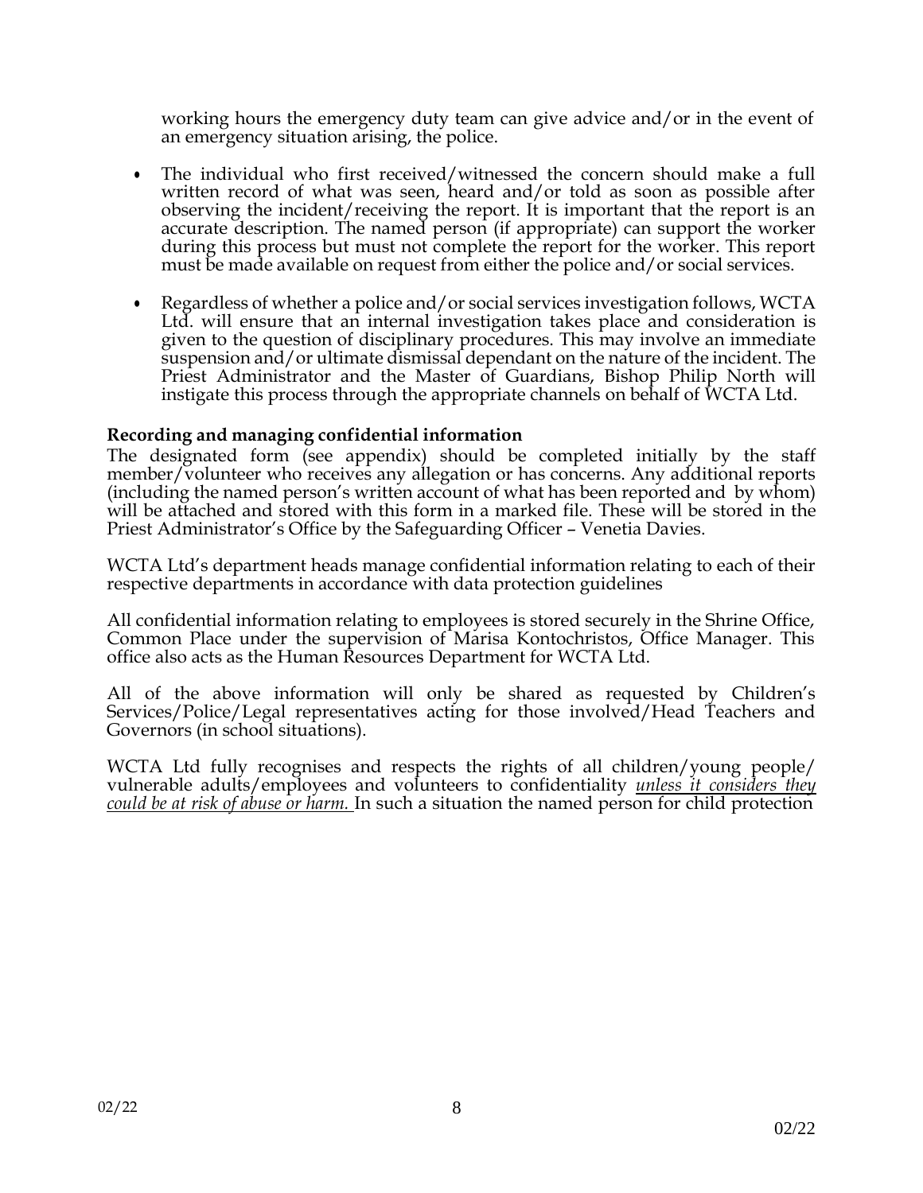working hours the emergency duty team can give advice and/or in the event of an emergency situation arising, the police.

- The individual who first received/witnessed the concern should make a full written record of what was seen, heard and/or told as soon as possible after observing the incident/receiving the report. It is important that the report is an accurate description. The named person (if appropriate) can support the worker during this process but must not complete the report for the worker. This report must be made available on request from either the police and/or social services.

- Regardless of whether a police and/or social services investigation follows, WCTA Ltd. will ensure that an internal investigation takes place and consideration is given to the question of disciplinary procedures. This may involve an immediate suspension and/or ultimate dismissal dependant on the nature of the incident. The Priest Administrator and the Master of Guardians, Bishop Philip North will instigate this process through the appropriate channels on behalf of WCTA Ltd.

**Recording and managing confidential information**

The designated form (see appendix) should be completed initially by the staff member/volunteer who receives any allegation or has concerns. Any additional reports (including the named person's written account of what has been reported and by whom) will be attached and stored with this form in a marked file. These will be stored in the Priest Administrator's Office by the Safeguarding Officer – Venetia Davies.

WCTA Ltd's department heads manage confidential information relating to each of their respective departments in accordance with data protection guidelines

All confidential information relating to employees is stored securely in the Shrine Office, Common Place under the supervision of Marisa Kontochristos, Office Manager. This office also acts as the Human Resources Department for WCTA Ltd.

All of the above information will only be shared as requested by Children's Services/Police/Legal representatives acting for those involved/Head Teachers and Governors (in school situations).

WCTA Ltd fully recognises and respects the rights of all children/young people/ vulnerable adults/employees and volunteers to confidentiality *unless it considers they could be at risk of abuse or harm.* In such a situation the named person for child protection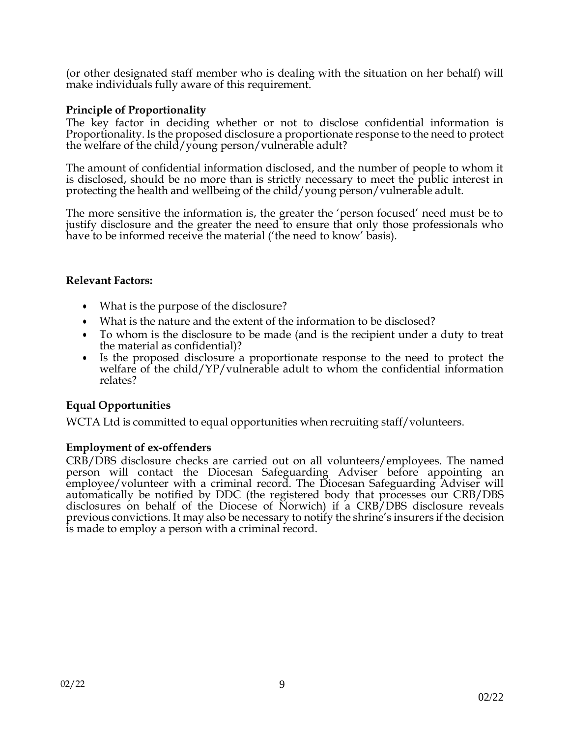(or other designated staff member who is dealing with the situation on her behalf) will make individuals fully aware of this requirement.

**Principle of Proportionality**

The key factor in deciding whether or not to disclose confidential information is Proportionality. Is the proposed disclosure a proportionate response to the need to protect the welfare of the child/young person/vulnerable adult?

The amount of confidential information disclosed, and the number of people to whom it is disclosed, should be no more than is strictly necessary to meet the public interest in protecting the health and wellbeing of the child/young person/vulnerable adult.

The more sensitive the information is, the greater the 'person focused' need must be to justify disclosure and the greater the need to ensure that only those professionals who have to be informed receive the material ('the need to know' basis).

**Relevant Factors:**

- What is the purpose of the disclosure?
- What is the nature and the extent of the information to be disclosed?
- To whom is the disclosure to be made (and is the recipient under a duty to treat the material as confidential)?
- Is the proposed disclosure a proportionate response to the need to protect the welfare of the child/YP/vulnerable adult to whom the confidential information relates?

**Equal Opportunities**

WCTA Ltd is committed to equal opportunities when recruiting staff/volunteers.

**Employment of ex-offenders**

CRB/DBS disclosure checks are carried out on all volunteers/employees. The named person will contact the Diocesan Safeguarding Adviser before appointing an employee/volunteer with a criminal record. The Diocesan Safeguarding Adviser will automatically be notified by DDC (the registered body that processes our CRB/DBS disclosures on behalf of the Diocese of Norwich) if a CRB/DBS disclosure reveals previous convictions. It may also be necessary to notify the shrine's insurers if the decision is made to employ a person with a criminal record.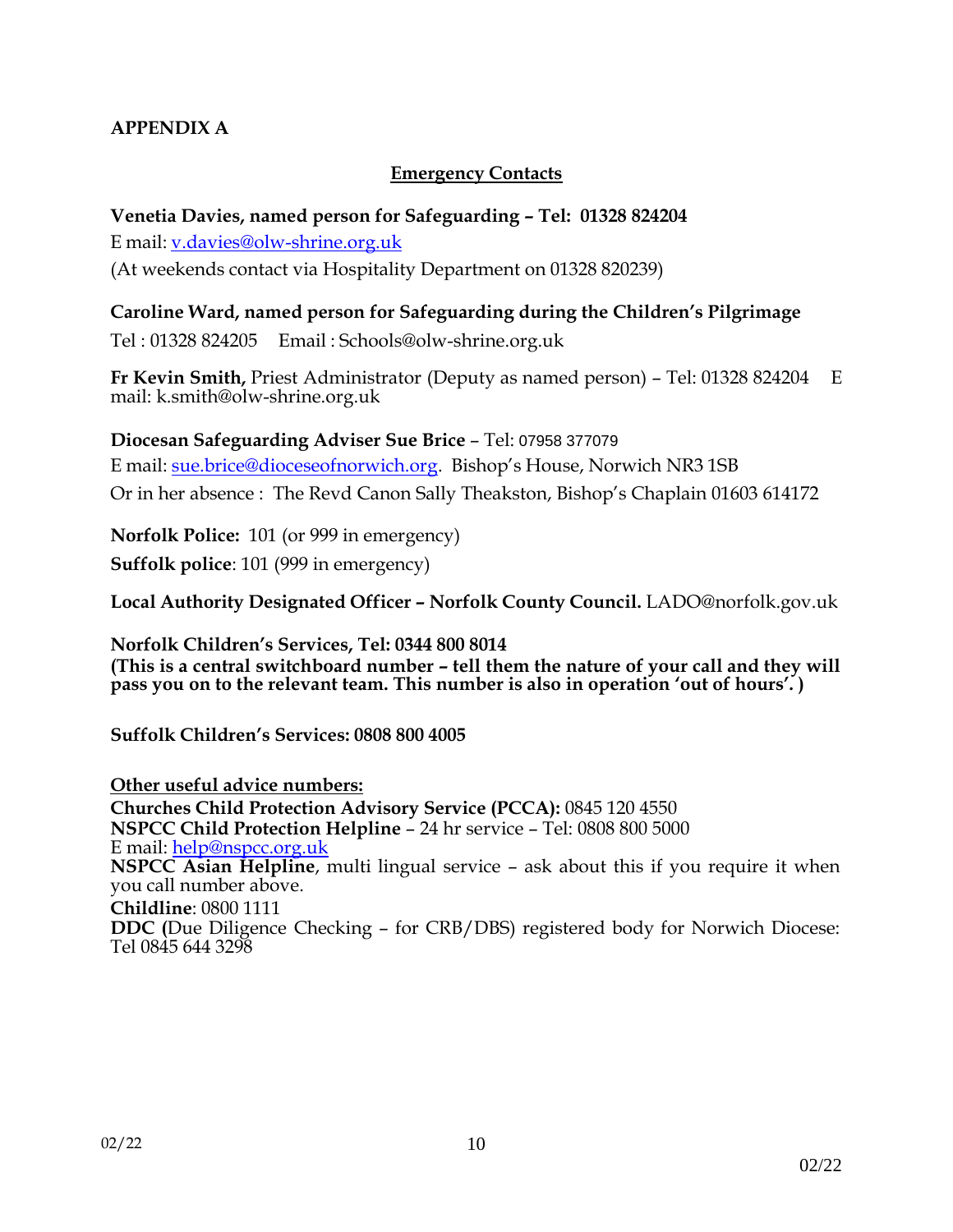# APPENDIX A

## Emergency Contacts

**Venetia Davies, named person for Safeguarding – Tel: 01328 824204**
E mail: v.davies@olw-shrine.org.uk
(At weekends contact via Hospitality Department on 01328 820239)

**Caroline Ward, named person for Safeguarding during the Children's Pilgrimage**
Tel : 01328 824205 Email : Schools@olw-shrine.org.uk

**Fr Kevin Smith,** Priest Administrator (Deputy as named person) – Tel: 01328 824204 E mail: k.smith@olw-shrine.org.uk

**Diocesan Safeguarding Adviser Sue Brice** – Tel: 07958 377079
E mail: sue.brice@dioceseofnorwich.org. Bishop's House, Norwich NR3 1SB
Or in her absence : The Revd Canon Sally Theakston, Bishop's Chaplain 01603 614172

**Norfolk Police:** 101 (or 999 in emergency)
**Suffolk police**: 101 (999 in emergency)

**Local Authority Designated Officer – Norfolk County Council.** LADO@norfolk.gov.uk

**Norfolk Children's Services, Tel: 0344 800 8014**
**(This is a central switchboard number – tell them the nature of your call and they will pass you on to the relevant team. This number is also in operation 'out of hours'. )**

**Suffolk Children's Services: 0808 800 4005**

**Other useful advice numbers:**
**Churches Child Protection Advisory Service (PCCA):** 0845 120 4550
**NSPCC Child Protection Helpline** – 24 hr service – Tel: 0808 800 5000
E mail: help@nspcc.org.uk
**NSPCC Asian Helpline**, multi lingual service – ask about this if you require it when you call number above.
**Childline**: 0800 1111
**DDC (**Due Diligence Checking – for CRB/DBS) registered body for Norwich Diocese: Tel 0845 644 3298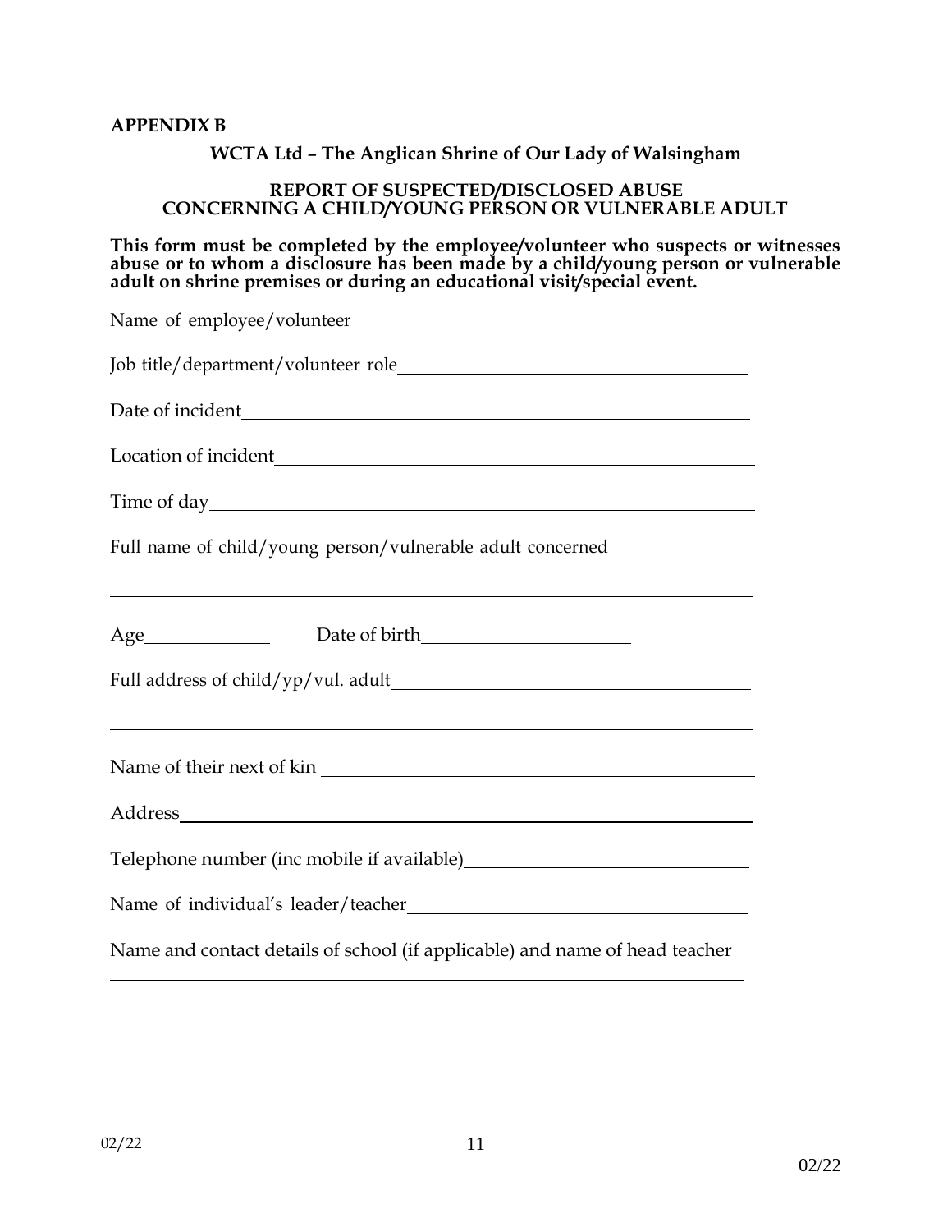**APPENDIX B**

**WCTA Ltd – The Anglican Shrine of Our Lady of Walsingham**

**REPORT OF SUSPECTED/DISCLOSED ABUSE
CONCERNING A CHILD/YOUNG PERSON OR VULNERABLE ADULT**

**This form must be completed by the employee/volunteer who suspects or witnesses abuse or to whom a disclosure has been made by a child/young person or vulnerable adult on shrine premises or during an educational visit/special event.**

Name of employee/volunteer\_\_\_\_\_\_\_\_\_\_\_\_\_\_\_\_\_\_\_\_\_\_\_\_\_\_\_\_\_\_\_\_\_\_\_\_\_\_\_\_

Job title/department/volunteer role\_\_\_\_\_\_\_\_\_\_\_\_\_\_\_\_\_\_\_\_\_\_\_\_\_\_\_\_\_\_\_\_\_\_\_

Date of incident\_\_\_\_\_\_\_\_\_\_\_\_\_\_\_\_\_\_\_\_\_\_\_\_\_\_\_\_\_\_\_\_\_\_\_\_\_\_\_\_\_\_\_\_\_\_\_\_\_\_\_\_

Location of incident\_\_\_\_\_\_\_\_\_\_\_\_\_\_\_\_\_\_\_\_\_\_\_\_\_\_\_\_\_\_\_\_\_\_\_\_\_\_\_\_\_\_\_\_\_\_\_\_

Time of day\_\_\_\_\_\_\_\_\_\_\_\_\_\_\_\_\_\_\_\_\_\_\_\_\_\_\_\_\_\_\_\_\_\_\_\_\_\_\_\_\_\_\_\_\_\_\_\_\_\_\_\_\_\_\_\_

Full name of child/young person/vulnerable adult concerned

\_\_\_\_\_\_\_\_\_\_\_\_\_\_\_\_\_\_\_\_\_\_\_\_\_\_\_\_\_\_\_\_\_\_\_\_\_\_\_\_\_\_\_\_\_\_\_\_\_\_\_\_\_\_\_\_\_\_\_\_\_\_\_\_\_\_\_\_

Age\_\_\_\_\_\_\_\_\_\_\_\_ Date of birth\_\_\_\_\_\_\_\_\_\_\_\_\_\_\_\_\_\_\_\_\_\_

Full address of child/yp/vul. adult\_\_\_\_\_\_\_\_\_\_\_\_\_\_\_\_\_\_\_\_\_\_\_\_\_\_\_\_\_\_\_\_\_\_\_\_\_

\_\_\_\_\_\_\_\_\_\_\_\_\_\_\_\_\_\_\_\_\_\_\_\_\_\_\_\_\_\_\_\_\_\_\_\_\_\_\_\_\_\_\_\_\_\_\_\_\_\_\_\_\_\_\_\_\_\_\_\_\_\_\_\_\_\_\_\_

Name of their next of kin \_\_\_\_\_\_\_\_\_\_\_\_\_\_\_\_\_\_\_\_\_\_\_\_\_\_\_\_\_\_\_\_\_\_\_\_\_\_\_\_\_\_\_\_\_

Address\_\_\_\_\_\_\_\_\_\_\_\_\_\_\_\_\_\_\_\_\_\_\_\_\_\_\_\_\_\_\_\_\_\_\_\_\_\_\_\_\_\_\_\_\_\_\_\_\_\_\_\_\_\_\_\_\_\_\_\_

Telephone number (inc mobile if available)\_\_\_\_\_\_\_\_\_\_\_\_\_\_\_\_\_\_\_\_\_\_\_\_\_\_\_\_\_\_

Name of individual's leader/teacher\_\_\_\_\_\_\_\_\_\_\_\_\_\_\_\_\_\_\_\_\_\_\_\_\_\_\_\_\_\_\_\_\_\_\_\_

Name and contact details of school (if applicable) and name of head teacher

\_\_\_\_\_\_\_\_\_\_\_\_\_\_\_\_\_\_\_\_\_\_\_\_\_\_\_\_\_\_\_\_\_\_\_\_\_\_\_\_\_\_\_\_\_\_\_\_\_\_\_\_\_\_\_\_\_\_\_\_\_\_\_\_\_\_\_\_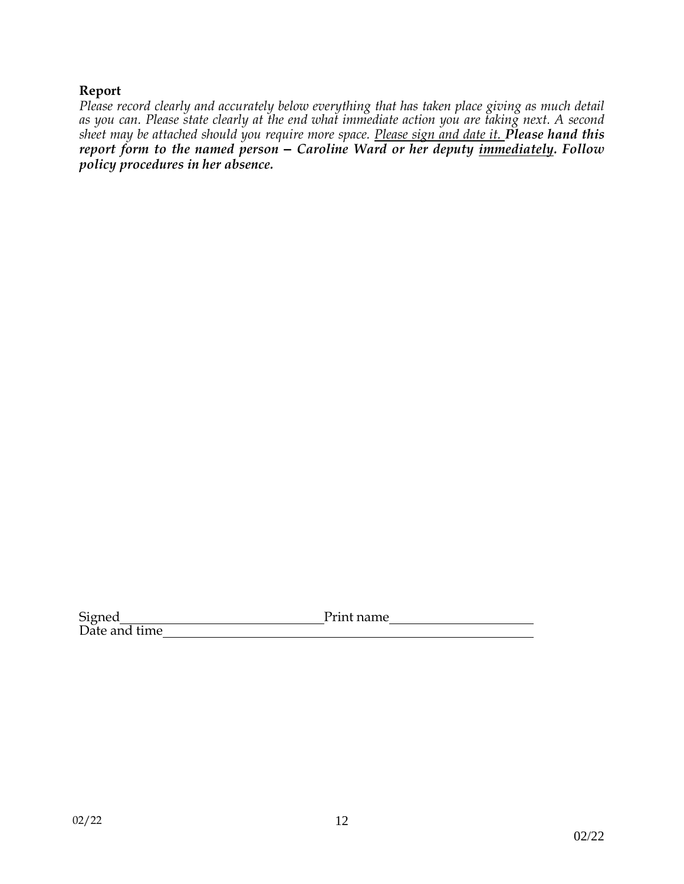**Report**

*Please record clearly and accurately below everything that has taken place giving as much detail as you can. Please state clearly at the end what immediate action you are taking next. A second sheet may be attached should you require more space. <u>Please sign and date it.</u>* ***Please hand this report form to the named person – Caroline Ward or her deputy <u>immediately</u>. Follow policy procedures in her absence.***

Signed\_\_\_\_\_\_\_\_\_\_\_\_\_\_\_\_\_\_\_\_\_\_\_\_\_\_\_\_\_\_Print name\_\_\_\_\_\_\_\_\_\_\_\_\_\_\_\_\_\_\_\_\_\_

Date and time\_\_\_\_\_\_\_\_\_\_\_\_\_\_\_\_\_\_\_\_\_\_\_\_\_\_\_\_\_\_\_\_\_\_\_\_\_\_\_\_\_\_\_\_\_\_\_\_\_\_\_\_\_\_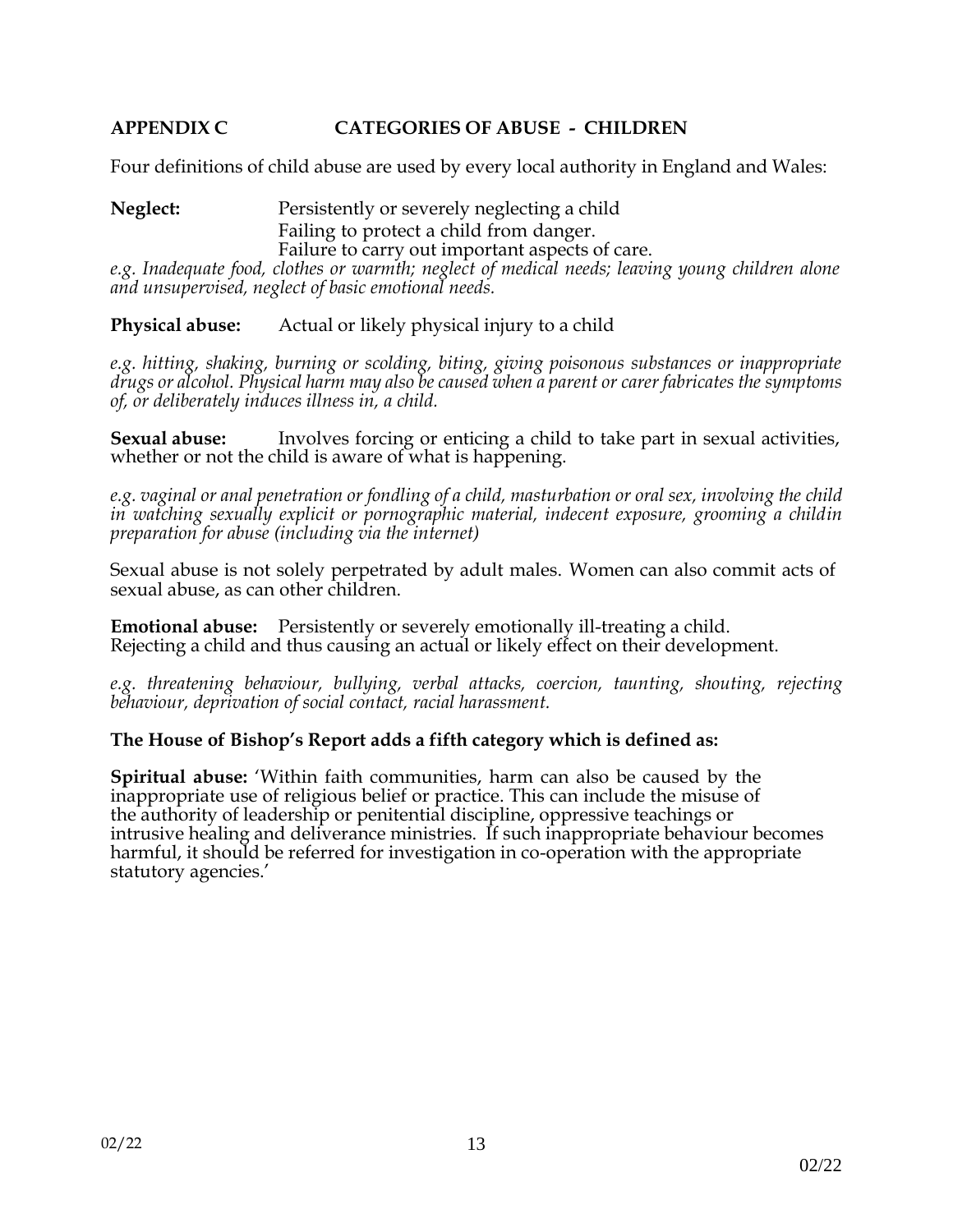## APPENDIX C CATEGORIES OF ABUSE - CHILDREN

Four definitions of child abuse are used by every local authority in England and Wales:

**Neglect:** Persistently or severely neglecting a child
Failing to protect a child from danger.
Failure to carry out important aspects of care.

*e.g. Inadequate food, clothes or warmth; neglect of medical needs; leaving young children alone and unsupervised, neglect of basic emotional needs.*

**Physical abuse:** Actual or likely physical injury to a child

*e.g. hitting, shaking, burning or scolding, biting, giving poisonous substances or inappropriate drugs or alcohol. Physical harm may also be caused when a parent or carer fabricates the symptoms of, or deliberately induces illness in, a child.*

**Sexual abuse:** Involves forcing or enticing a child to take part in sexual activities, whether or not the child is aware of what is happening.

*e.g. vaginal or anal penetration or fondling of a child, masturbation or oral sex, involving the child in watching sexually explicit or pornographic material, indecent exposure, grooming a childin preparation for abuse (including via the internet)*

Sexual abuse is not solely perpetrated by adult males. Women can also commit acts of sexual abuse, as can other children.

**Emotional abuse:** Persistently or severely emotionally ill-treating a child.
Rejecting a child and thus causing an actual or likely effect on their development.

*e.g. threatening behaviour, bullying, verbal attacks, coercion, taunting, shouting, rejecting behaviour, deprivation of social contact, racial harassment.*

**The House of Bishop's Report adds a fifth category which is defined as:**

**Spiritual abuse:** 'Within faith communities, harm can also be caused by the inappropriate use of religious belief or practice. This can include the misuse of the authority of leadership or penitential discipline, oppressive teachings or intrusive healing and deliverance ministries. If such inappropriate behaviour becomes harmful, it should be referred for investigation in co-operation with the appropriate statutory agencies.'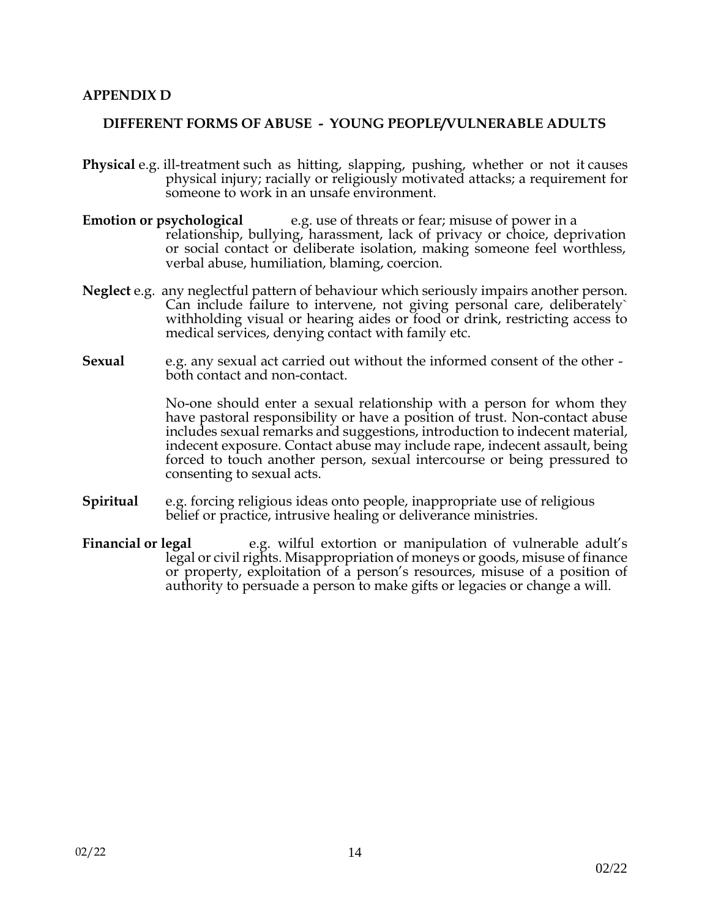## APPENDIX D

### DIFFERENT FORMS OF ABUSE - YOUNG PEOPLE/VULNERABLE ADULTS

**Physical** e.g. ill-treatment such as hitting, slapping, pushing, whether or not it causes physical injury; racially or religiously motivated attacks; a requirement for someone to work in an unsafe environment.

**Emotion or psychological** e.g. use of threats or fear; misuse of power in a relationship, bullying, harassment, lack of privacy or choice, deprivation or social contact or deliberate isolation, making someone feel worthless, verbal abuse, humiliation, blaming, coercion.

**Neglect** e.g. any neglectful pattern of behaviour which seriously impairs another person. Can include failure to intervene, not giving personal care, deliberately` withholding visual or hearing aides or food or drink, restricting access to medical services, denying contact with family etc.

**Sexual** e.g. any sexual act carried out without the informed consent of the other - both contact and non-contact.

No-one should enter a sexual relationship with a person for whom they have pastoral responsibility or have a position of trust. Non-contact abuse includes sexual remarks and suggestions, introduction to indecent material, indecent exposure. Contact abuse may include rape, indecent assault, being forced to touch another person, sexual intercourse or being pressured to consenting to sexual acts.

**Spiritual** e.g. forcing religious ideas onto people, inappropriate use of religious belief or practice, intrusive healing or deliverance ministries.

**Financial or legal** e.g. wilful extortion or manipulation of vulnerable adult's legal or civil rights. Misappropriation of moneys or goods, misuse of finance or property, exploitation of a person's resources, misuse of a position of authority to persuade a person to make gifts or legacies or change a will.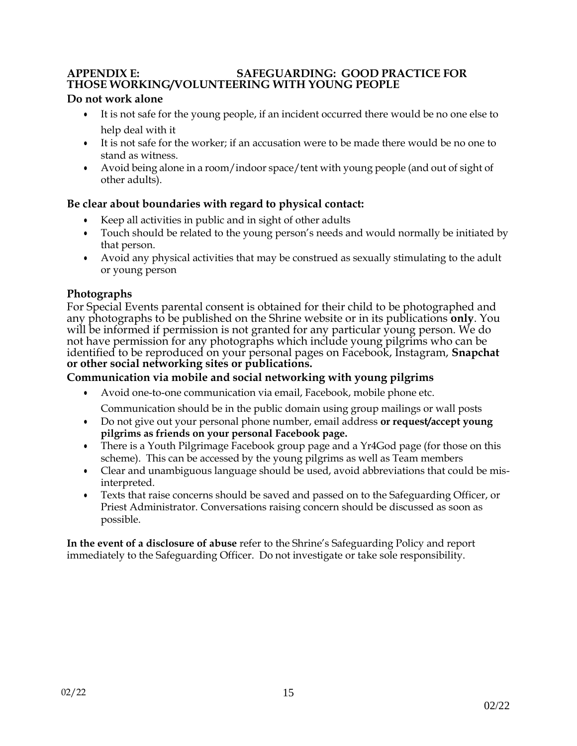## APPENDIX E: SAFEGUARDING: GOOD PRACTICE FOR THOSE WORKING/VOLUNTEERING WITH YOUNG PEOPLE

**Do not work alone**

- It is not safe for the young people, if an incident occurred there would be no one else to help deal with it
- It is not safe for the worker; if an accusation were to be made there would be no one to stand as witness.
- Avoid being alone in a room/indoor space/tent with young people (and out of sight of other adults).

**Be clear about boundaries with regard to physical contact:**

- Keep all activities in public and in sight of other adults
- Touch should be related to the young person's needs and would normally be initiated by that person.
- Avoid any physical activities that may be construed as sexually stimulating to the adult or young person

**Photographs**

For Special Events parental consent is obtained for their child to be photographed and any photographs to be published on the Shrine website or in its publications **only**. You will be informed if permission is not granted for any particular young person. We do not have permission for any photographs which include young pilgrims who can be identified to be reproduced on your personal pages on Facebook, Instagram, **Snapchat or other social networking sites or publications.**

**Communication via mobile and social networking with young pilgrims**

- Avoid one-to-one communication via email, Facebook, mobile phone etc.
  Communication should be in the public domain using group mailings or wall posts
- Do not give out your personal phone number, email address **or request/accept young pilgrims as friends on your personal Facebook page.**
- There is a Youth Pilgrimage Facebook group page and a Yr4God page (for those on this scheme). This can be accessed by the young pilgrims as well as Team members
- Clear and unambiguous language should be used, avoid abbreviations that could be mis-interpreted.
- Texts that raise concerns should be saved and passed on to the Safeguarding Officer, or Priest Administrator. Conversations raising concern should be discussed as soon as possible.

**In the event of a disclosure of abuse** refer to the Shrine's Safeguarding Policy and report immediately to the Safeguarding Officer. Do not investigate or take sole responsibility.